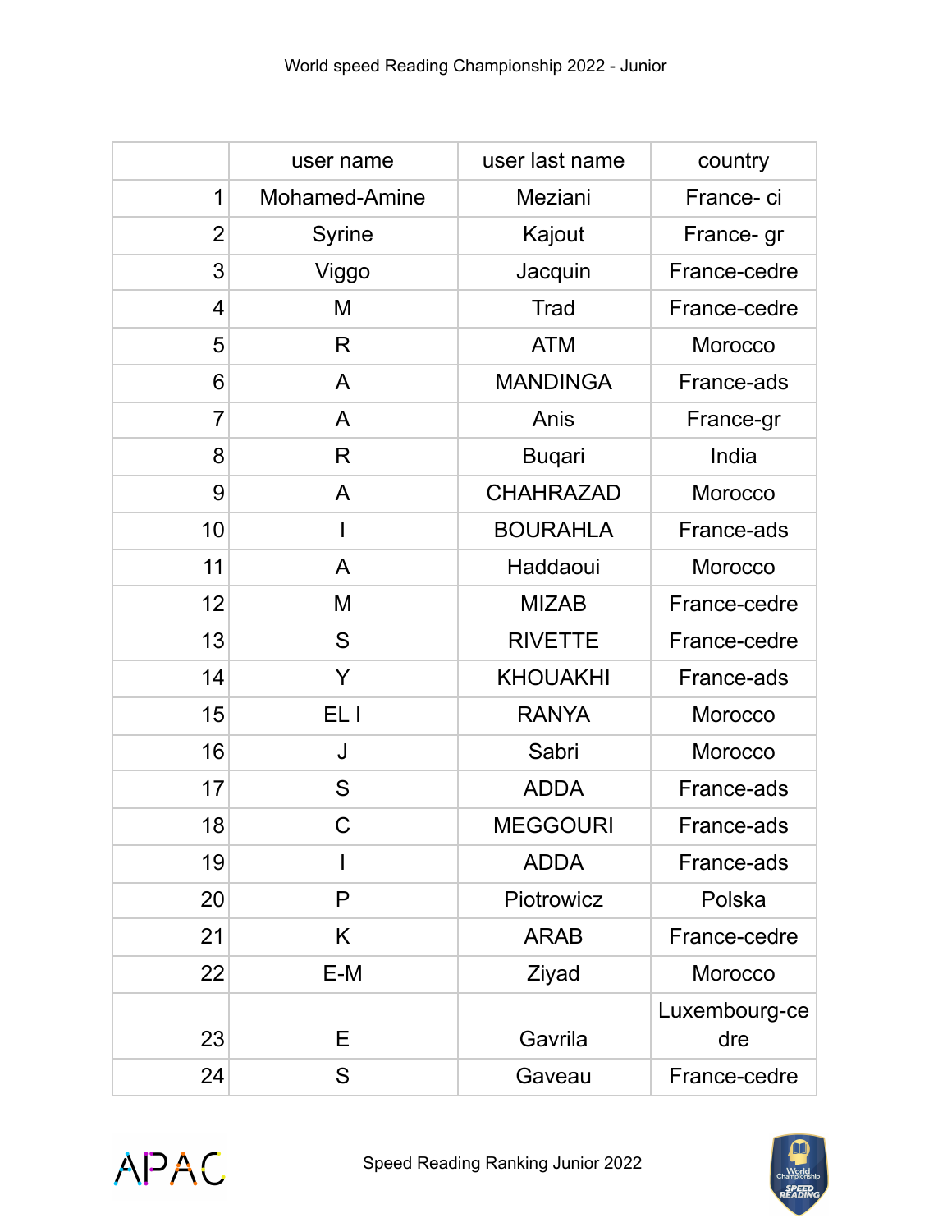World speed Reading Championship 2022 - Junior

| | user name | user last name | country |
|---|---|---|---|
| 1 | Mohamed-Amine | Meziani | France- ci |
| 2 | Syrine | Kajout | France- gr |
| 3 | Viggo | Jacquin | France-cedre |
| 4 | M | Trad | France-cedre |
| 5 | R | ATM | Morocco |
| 6 | A | MANDINGA | France-ads |
| 7 | A | Anis | France-gr |
| 8 | R | Buqari | India |
| 9 | A | CHAHRAZAD | Morocco |
| 10 | I | BOURAHLA | France-ads |
| 11 | A | Haddaoui | Morocco |
| 12 | M | MIZAB | France-cedre |
| 13 | S | RIVETTE | France-cedre |
| 14 | Y | KHOUAKHI | France-ads |
| 15 | EL I | RANYA | Morocco |
| 16 | J | Sabri | Morocco |
| 17 | S | ADDA | France-ads |
| 18 | C | MEGGOURI | France-ads |
| 19 | I | ADDA | France-ads |
| 20 | P | Piotrowicz | Polska |
| 21 | K | ARAB | France-cedre |
| 22 | E-M | Ziyad | Morocco |
| 23 | E | Gavrila | Luxembourg-cedre |
| 24 | S | Gaveau | France-cedre |

Speed Reading Ranking Junior 2022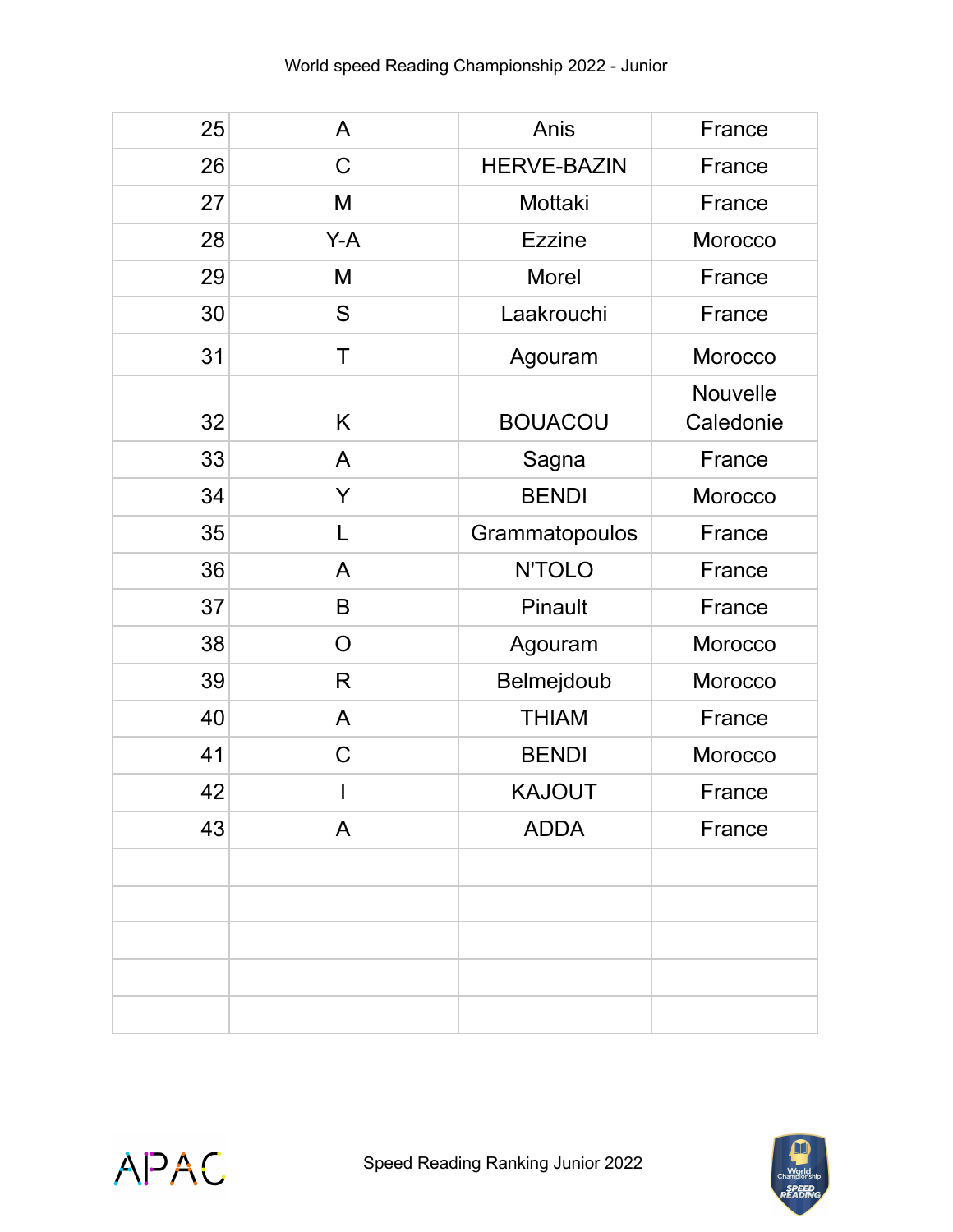| | | | |
|---|---|---|---|
| 25 | A | Anis | France |
| 26 | C | HERVE-BAZIN | France |
| 27 | M | Mottaki | France |
| 28 | Y-A | Ezzine | Morocco |
| 29 | M | Morel | France |
| 30 | S | Laakrouchi | France |
| 31 | T | Agouram | Morocco |
| 32 | K | BOUACOU | Nouvelle Caledonie |
| 33 | A | Sagna | France |
| 34 | Y | BENDI | Morocco |
| 35 | L | Grammatopoulos | France |
| 36 | A | N'TOLO | France |
| 37 | B | Pinault | France |
| 38 | O | Agouram | Morocco |
| 39 | R | Belmejdoub | Morocco |
| 40 | A | THIAM | France |
| 41 | C | BENDI | Morocco |
| 42 | I | KAJOUT | France |
| 43 | A | ADDA | France |
| | | | |
| | | | |
| | | | |
| | | | |
| | | | |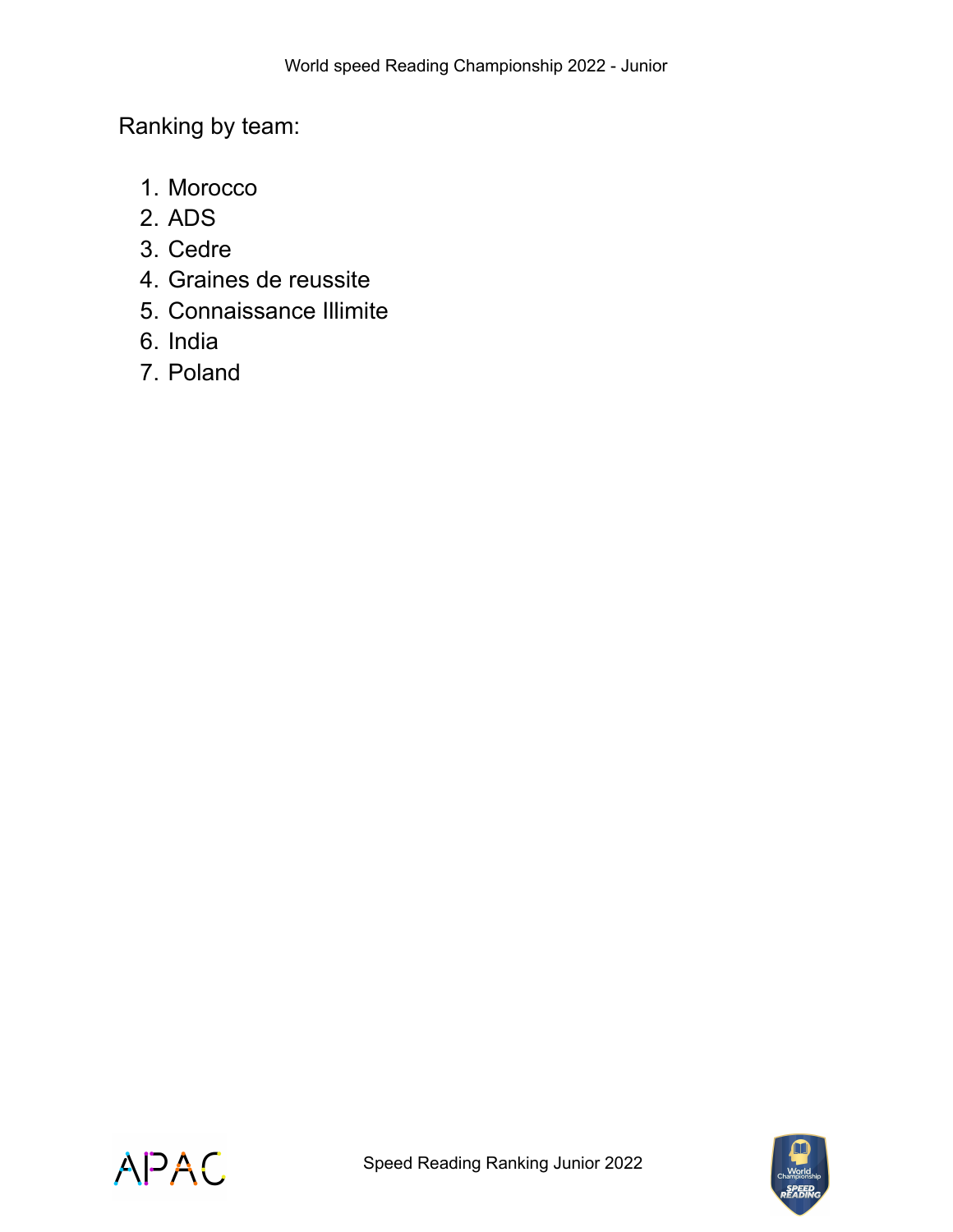Ranking by team:

1. Morocco
2. ADS
3. Cedre
4. Graines de reussite
5. Connaissance Illimite
6. India
7. Poland